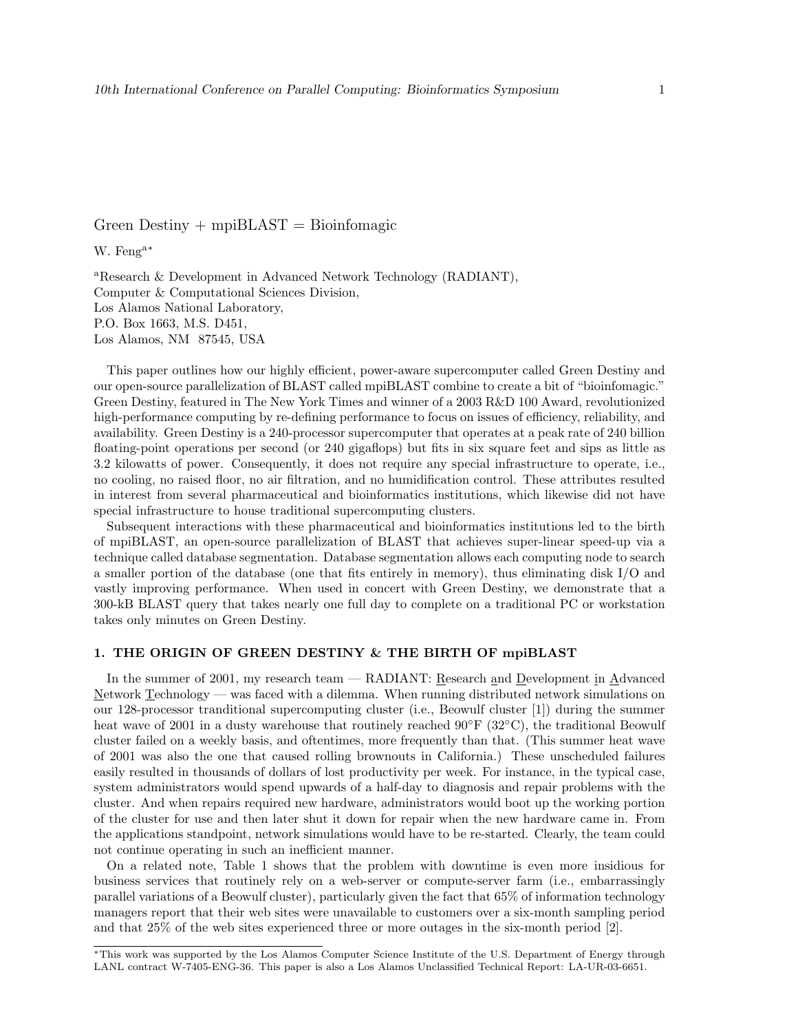# Green Destiny + mpiBLAST = Bioinfomagic

W. Feng[a*]

[a]Research & Development in Advanced Network Technology (RADIANT),
Computer & Computational Sciences Division,
Los Alamos National Laboratory,
P.O. Box 1663, M.S. D451,
Los Alamos, NM 87545, USA

This paper outlines how our highly efficient, power-aware supercomputer called Green Destiny and our open-source parallelization of BLAST called mpiBLAST combine to create a bit of "bioinfomagic." Green Destiny, featured in The New York Times and winner of a 2003 R&D 100 Award, revolutionized high-performance computing by re-defining performance to focus on issues of efficiency, reliability, and availability. Green Destiny is a 240-processor supercomputer that operates at a peak rate of 240 billion floating-point operations per second (or 240 gigaflops) but fits in six square feet and sips as little as 3.2 kilowatts of power. Consequently, it does not require any special infrastructure to operate, i.e., no cooling, no raised floor, no air filtration, and no humidification control. These attributes resulted in interest from several pharmaceutical and bioinformatics institutions, which likewise did not have special infrastructure to house traditional supercomputing clusters.

Subsequent interactions with these pharmaceutical and bioinformatics institutions led to the birth of mpiBLAST, an open-source parallelization of BLAST that achieves super-linear speed-up via a technique called database segmentation. Database segmentation allows each computing node to search a smaller portion of the database (one that fits entirely in memory), thus eliminating disk I/O and vastly improving performance. When used in concert with Green Destiny, we demonstrate that a 300-kB BLAST query that takes nearly one full day to complete on a traditional PC or workstation takes only minutes on Green Destiny.

## 1. THE ORIGIN OF GREEN DESTINY & THE BIRTH OF mpiBLAST

In the summer of 2001, my research team — RADIANT: Research and Development in Advanced Network Technology — was faced with a dilemma. When running distributed network simulations on our 128-processor tranditional supercomputing cluster (i.e., Beowulf cluster [1]) during the summer heat wave of 2001 in a dusty warehouse that routinely reached 90°F (32°C), the traditional Beowulf cluster failed on a weekly basis, and oftentimes, more frequently than that. (This summer heat wave of 2001 was also the one that caused rolling brownouts in California.) These unscheduled failures easily resulted in thousands of dollars of lost productivity per week. For instance, in the typical case, system administrators would spend upwards of a half-day to diagnosis and repair problems with the cluster. And when repairs required new hardware, administrators would boot up the working portion of the cluster for use and then later shut it down for repair when the new hardware came in. From the applications standpoint, network simulations would have to be re-started. Clearly, the team could not continue operating in such an inefficient manner.

On a related note, Table 1 shows that the problem with downtime is even more insidious for business services that routinely rely on a web-server or compute-server farm (i.e., embarrassingly parallel variations of a Beowulf cluster), particularly given the fact that 65% of information technology managers report that their web sites were unavailable to customers over a six-month sampling period and that 25% of the web sites experienced three or more outages in the six-month period [2].

*This work was supported by the Los Alamos Computer Science Institute of the U.S. Department of Energy through LANL contract W-7405-ENG-36. This paper is also a Los Alamos Unclassified Technical Report: LA-UR-03-6651.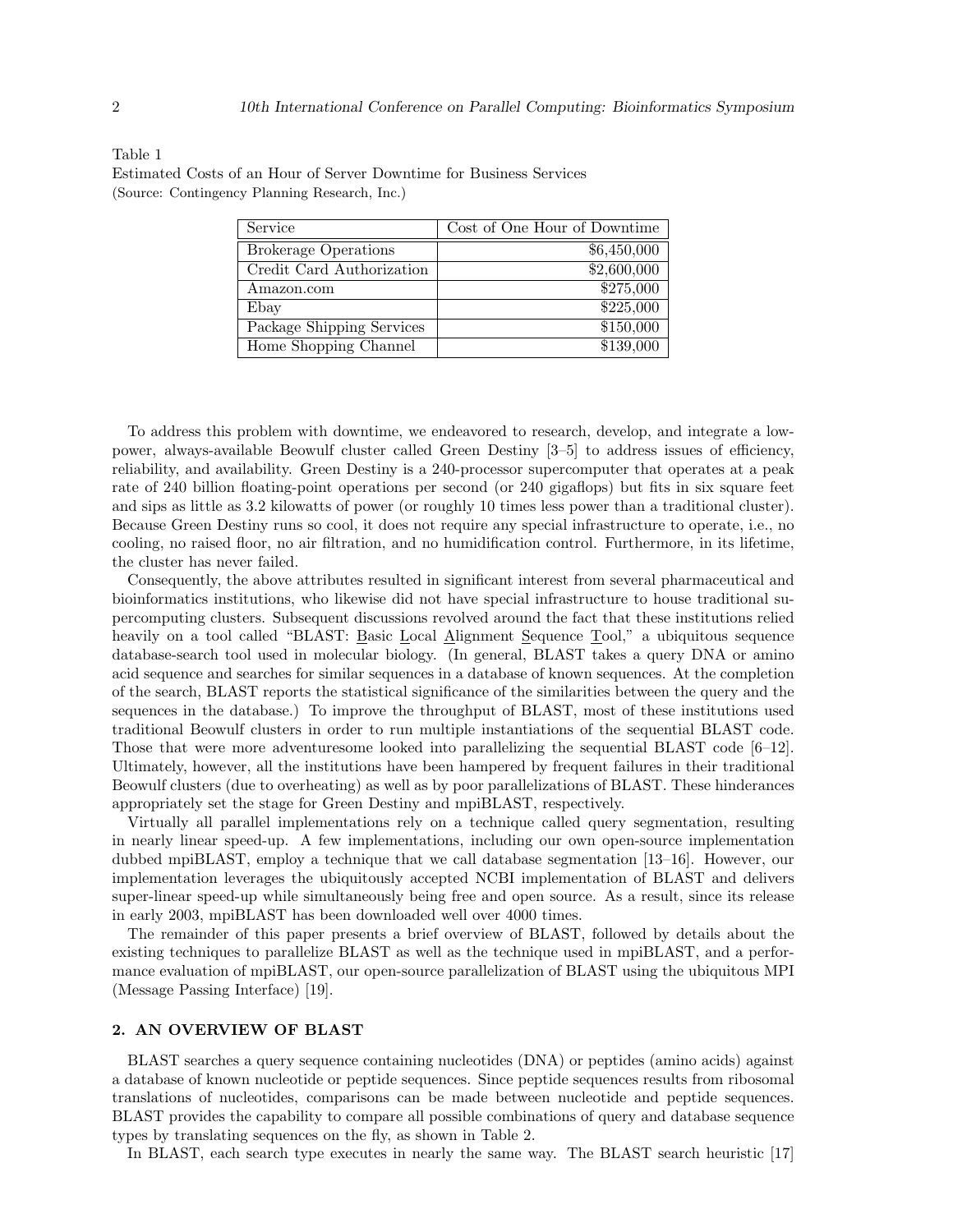Table 1
Estimated Costs of an Hour of Server Downtime for Business Services
(Source: Contingency Planning Research, Inc.)

| Service | Cost of One Hour of Downtime |
|---|---:|
| Brokerage Operations | $6,450,000 |
| Credit Card Authorization | $2,600,000 |
| Amazon.com | $275,000 |
| Ebay | $225,000 |
| Package Shipping Services | $150,000 |
| Home Shopping Channel | $139,000 |

To address this problem with downtime, we endeavored to research, develop, and integrate a low-power, always-available Beowulf cluster called Green Destiny [3–5] to address issues of efficiency, reliability, and availability. Green Destiny is a 240-processor supercomputer that operates at a peak rate of 240 billion floating-point operations per second (or 240 gigaflops) but fits in six square feet and sips as little as 3.2 kilowatts of power (or roughly 10 times less power than a traditional cluster). Because Green Destiny runs so cool, it does not require any special infrastructure to operate, i.e., no cooling, no raised floor, no air filtration, and no humidification control. Furthermore, in its lifetime, the cluster has never failed.

Consequently, the above attributes resulted in significant interest from several pharmaceutical and bioinformatics institutions, who likewise did not have special infrastructure to house traditional supercomputing clusters. Subsequent discussions revolved around the fact that these institutions relied heavily on a tool called "BLAST: Basic Local Alignment Sequence Tool," a ubiquitous sequence database-search tool used in molecular biology. (In general, BLAST takes a query DNA or amino acid sequence and searches for similar sequences in a database of known sequences. At the completion of the search, BLAST reports the statistical significance of the similarities between the query and the sequences in the database.) To improve the throughput of BLAST, most of these institutions used traditional Beowulf clusters in order to run multiple instantiations of the sequential BLAST code. Those that were more adventuresome looked into parallelizing the sequential BLAST code [6–12]. Ultimately, however, all the institutions have been hampered by frequent failures in their traditional Beowulf clusters (due to overheating) as well as by poor parallelizations of BLAST. These hinderances appropriately set the stage for Green Destiny and mpiBLAST, respectively.

Virtually all parallel implementations rely on a technique called query segmentation, resulting in nearly linear speed-up. A few implementations, including our own open-source implementation dubbed mpiBLAST, employ a technique that we call database segmentation [13–16]. However, our implementation leverages the ubiquitously accepted NCBI implementation of BLAST and delivers super-linear speed-up while simultaneously being free and open source. As a result, since its release in early 2003, mpiBLAST has been downloaded well over 4000 times.

The remainder of this paper presents a brief overview of BLAST, followed by details about the existing techniques to parallelize BLAST as well as the technique used in mpiBLAST, and a performance evaluation of mpiBLAST, our open-source parallelization of BLAST using the ubiquitous MPI (Message Passing Interface) [19].

## 2. AN OVERVIEW OF BLAST

BLAST searches a query sequence containing nucleotides (DNA) or peptides (amino acids) against a database of known nucleotide or peptide sequences. Since peptide sequences results from ribosomal translations of nucleotides, comparisons can be made between nucleotide and peptide sequences. BLAST provides the capability to compare all possible combinations of query and database sequence types by translating sequences on the fly, as shown in Table 2.

In BLAST, each search type executes in nearly the same way. The BLAST search heuristic [17]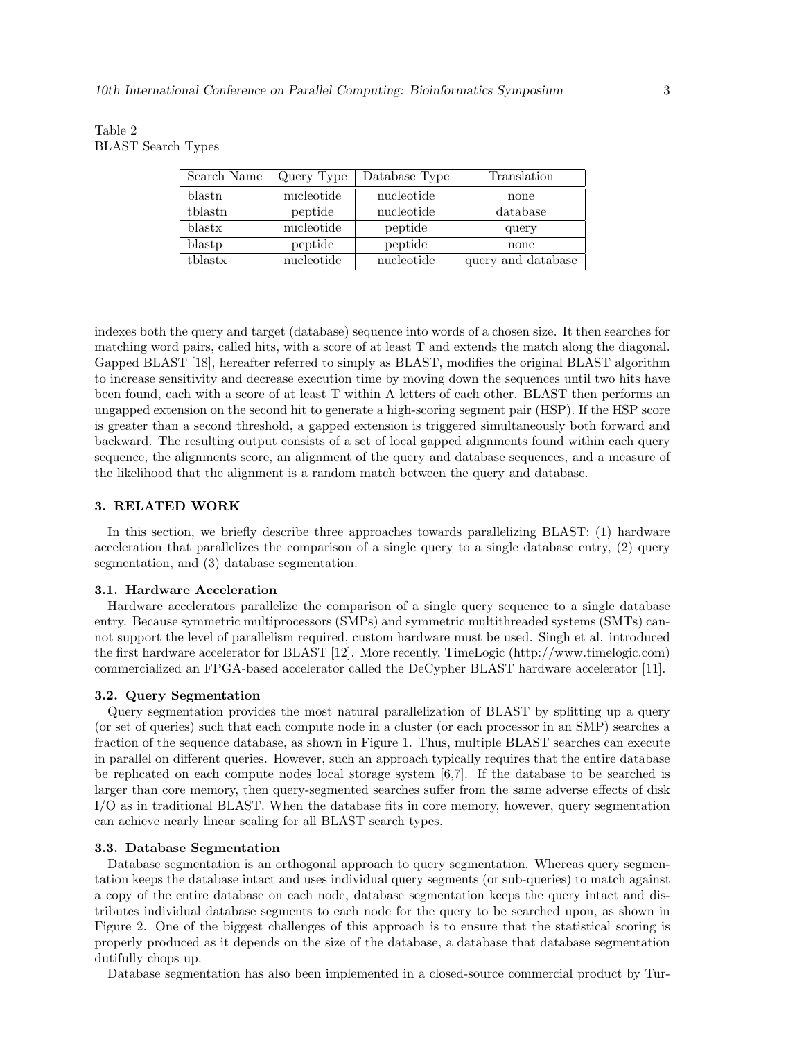Table 2
BLAST Search Types

| Search Name | Query Type | Database Type | Translation |
|---|---|---|---|
| blastn | nucleotide | nucleotide | none |
| tblastn | peptide | nucleotide | database |
| blastx | nucleotide | peptide | query |
| blastp | peptide | peptide | none |
| tblastx | nucleotide | nucleotide | query and database |

indexes both the query and target (database) sequence into words of a chosen size. It then searches for matching word pairs, called hits, with a score of at least T and extends the match along the diagonal. Gapped BLAST [18], hereafter referred to simply as BLAST, modifies the original BLAST algorithm to increase sensitivity and decrease execution time by moving down the sequences until two hits have been found, each with a score of at least T within A letters of each other. BLAST then performs an ungapped extension on the second hit to generate a high-scoring segment pair (HSP). If the HSP score is greater than a second threshold, a gapped extension is triggered simultaneously both forward and backward. The resulting output consists of a set of local gapped alignments found within each query sequence, the alignments score, an alignment of the query and database sequences, and a measure of the likelihood that the alignment is a random match between the query and database.

## 3. RELATED WORK

In this section, we briefly describe three approaches towards parallelizing BLAST: (1) hardware acceleration that parallelizes the comparison of a single query to a single database entry, (2) query segmentation, and (3) database segmentation.

### 3.1. Hardware Acceleration

Hardware accelerators parallelize the comparison of a single query sequence to a single database entry. Because symmetric multiprocessors (SMPs) and symmetric multithreaded systems (SMTs) cannot support the level of parallelism required, custom hardware must be used. Singh et al. introduced the first hardware accelerator for BLAST [12]. More recently, TimeLogic (http://www.timelogic.com) commercialized an FPGA-based accelerator called the DeCypher BLAST hardware accelerator [11].

### 3.2. Query Segmentation

Query segmentation provides the most natural parallelization of BLAST by splitting up a query (or set of queries) such that each compute node in a cluster (or each processor in an SMP) searches a fraction of the sequence database, as shown in Figure 1. Thus, multiple BLAST searches can execute in parallel on different queries. However, such an approach typically requires that the entire database be replicated on each compute nodes local storage system [6,7]. If the database to be searched is larger than core memory, then query-segmented searches suffer from the same adverse effects of disk I/O as in traditional BLAST. When the database fits in core memory, however, query segmentation can achieve nearly linear scaling for all BLAST search types.

### 3.3. Database Segmentation

Database segmentation is an orthogonal approach to query segmentation. Whereas query segmentation keeps the database intact and uses individual query segments (or sub-queries) to match against a copy of the entire database on each node, database segmentation keeps the query intact and distributes individual database segments to each node for the query to be searched upon, as shown in Figure 2. One of the biggest challenges of this approach is to ensure that the statistical scoring is properly produced as it depends on the size of the database, a database that database segmentation dutifully chops up.

Database segmentation has also been implemented in a closed-source commercial product by Tur-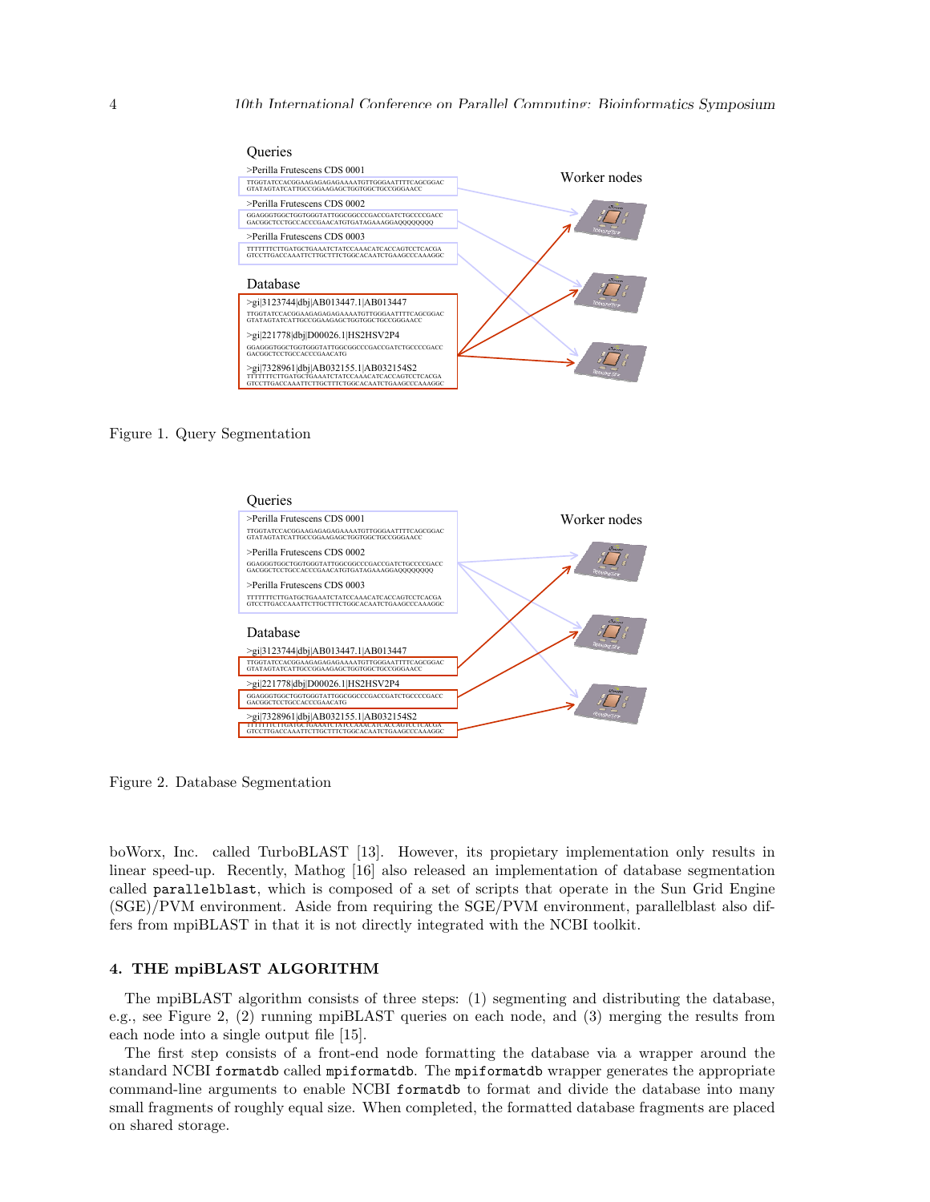Figure 1. Query Segmentation

Figure 2. Database Segmentation

boWorx, Inc. called TurboBLAST [13]. However, its propietary implementation only results in linear speed-up. Recently, Mathog [16] also released an implementation of database segmentation called `parallelblast`, which is composed of a set of scripts that operate in the Sun Grid Engine (SGE)/PVM environment. Aside from requiring the SGE/PVM environment, parallelblast also differs from mpiBLAST in that it is not directly integrated with the NCBI toolkit.

## 4. THE mpiBLAST ALGORITHM

The mpiBLAST algorithm consists of three steps: (1) segmenting and distributing the database, e.g., see Figure 2, (2) running mpiBLAST queries on each node, and (3) merging the results from each node into a single output file [15].

The first step consists of a front-end node formatting the database via a wrapper around the standard NCBI `formatdb` called `mpiformatdb`. The `mpiformatdb` wrapper generates the appropriate command-line arguments to enable NCBI `formatdb` to format and divide the database into many small fragments of roughly equal size. When completed, the formatted database fragments are placed on shared storage.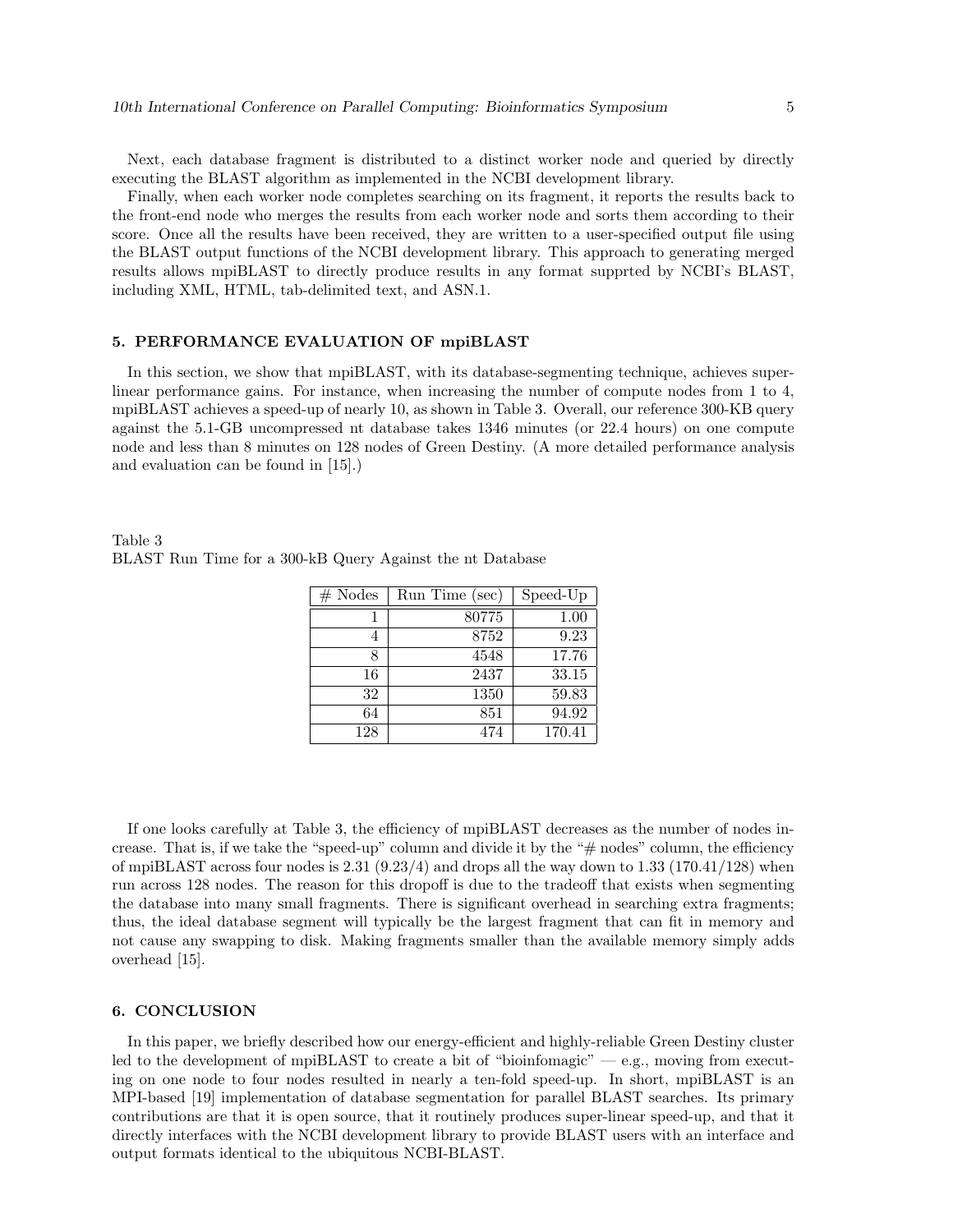Next, each database fragment is distributed to a distinct worker node and queried by directly executing the BLAST algorithm as implemented in the NCBI development library.

Finally, when each worker node completes searching on its fragment, it reports the results back to the front-end node who merges the results from each worker node and sorts them according to their score. Once all the results have been received, they are written to a user-specified output file using the BLAST output functions of the NCBI development library. This approach to generating merged results allows mpiBLAST to directly produce results in any format supprted by NCBI's BLAST, including XML, HTML, tab-delimited text, and ASN.1.

## 5. PERFORMANCE EVALUATION OF mpiBLAST

In this section, we show that mpiBLAST, with its database-segmenting technique, achieves super-linear performance gains. For instance, when increasing the number of compute nodes from 1 to 4, mpiBLAST achieves a speed-up of nearly 10, as shown in Table 3. Overall, our reference 300-KB query against the 5.1-GB uncompressed nt database takes 1346 minutes (or 22.4 hours) on one compute node and less than 8 minutes on 128 nodes of Green Destiny. (A more detailed performance analysis and evaluation can be found in [15].)

Table 3
BLAST Run Time for a 300-kB Query Against the nt Database

| # Nodes | Run Time (sec) | Speed-Up |
|---|---|---|
| 1 | 80775 | 1.00 |
| 4 | 8752 | 9.23 |
| 8 | 4548 | 17.76 |
| 16 | 2437 | 33.15 |
| 32 | 1350 | 59.83 |
| 64 | 851 | 94.92 |
| 128 | 474 | 170.41 |

If one looks carefully at Table 3, the efficiency of mpiBLAST decreases as the number of nodes increase. That is, if we take the "speed-up" column and divide it by the "# nodes" column, the efficiency of mpiBLAST across four nodes is 2.31 (9.23/4) and drops all the way down to 1.33 (170.41/128) when run across 128 nodes. The reason for this dropoff is due to the tradeoff that exists when segmenting the database into many small fragments. There is significant overhead in searching extra fragments; thus, the ideal database segment will typically be the largest fragment that can fit in memory and not cause any swapping to disk. Making fragments smaller than the available memory simply adds overhead [15].

## 6. CONCLUSION

In this paper, we briefly described how our energy-efficient and highly-reliable Green Destiny cluster led to the development of mpiBLAST to create a bit of "bioinfomagic" — e.g., moving from executing on one node to four nodes resulted in nearly a ten-fold speed-up. In short, mpiBLAST is an MPI-based [19] implementation of database segmentation for parallel BLAST searches. Its primary contributions are that it is open source, that it routinely produces super-linear speed-up, and that it directly interfaces with the NCBI development library to provide BLAST users with an interface and output formats identical to the ubiquitous NCBI-BLAST.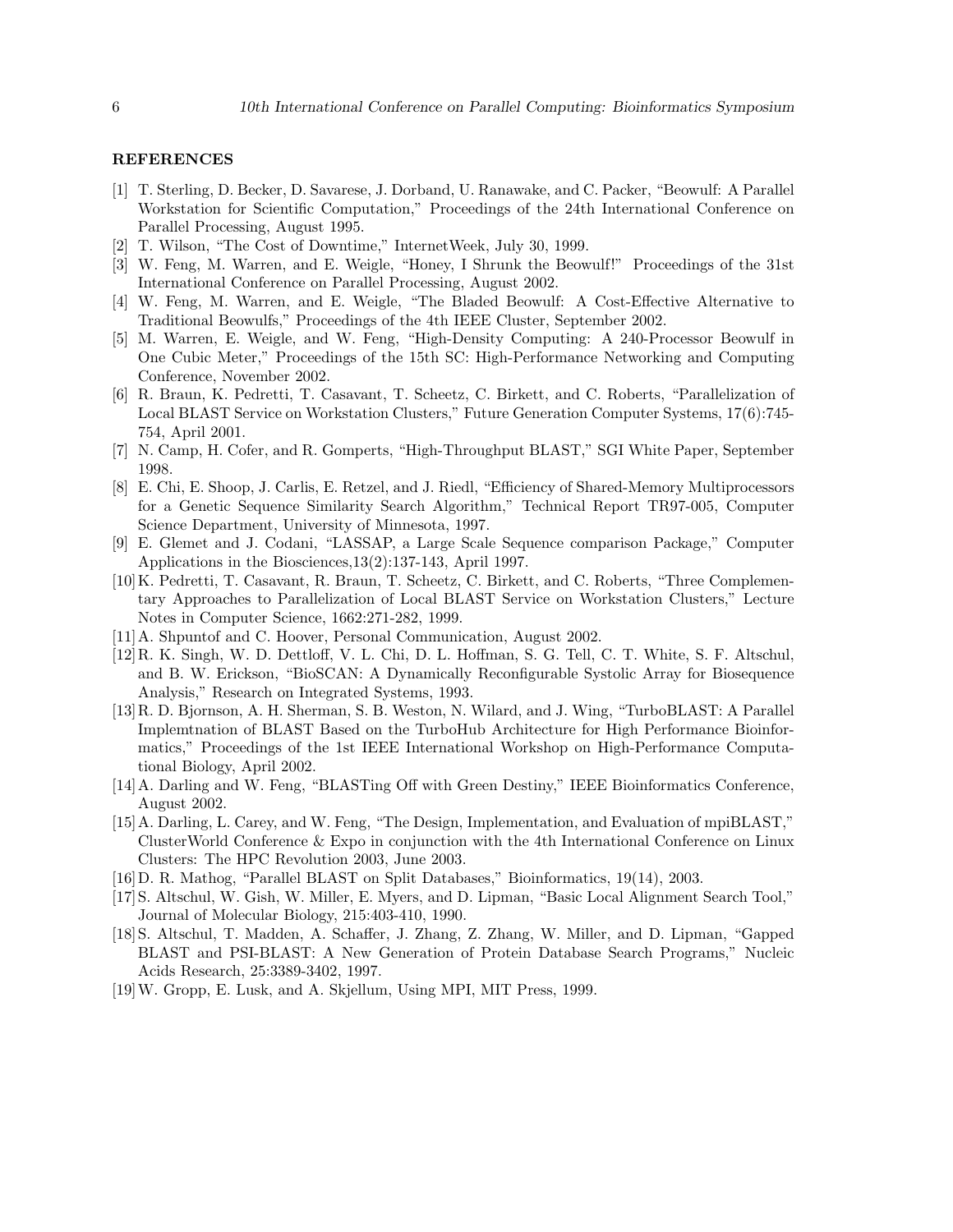## REFERENCES

[1] T. Sterling, D. Becker, D. Savarese, J. Dorband, U. Ranawake, and C. Packer, "Beowulf: A Parallel Workstation for Scientific Computation," Proceedings of the 24th International Conference on Parallel Processing, August 1995.

[2] T. Wilson, "The Cost of Downtime," InternetWeek, July 30, 1999.

[3] W. Feng, M. Warren, and E. Weigle, "Honey, I Shrunk the Beowulf!" Proceedings of the 31st International Conference on Parallel Processing, August 2002.

[4] W. Feng, M. Warren, and E. Weigle, "The Bladed Beowulf: A Cost-Effective Alternative to Traditional Beowulfs," Proceedings of the 4th IEEE Cluster, September 2002.

[5] M. Warren, E. Weigle, and W. Feng, "High-Density Computing: A 240-Processor Beowulf in One Cubic Meter," Proceedings of the 15th SC: High-Performance Networking and Computing Conference, November 2002.

[6] R. Braun, K. Pedretti, T. Casavant, T. Scheetz, C. Birkett, and C. Roberts, "Parallelization of Local BLAST Service on Workstation Clusters," Future Generation Computer Systems, 17(6):745-754, April 2001.

[7] N. Camp, H. Cofer, and R. Gomperts, "High-Throughput BLAST," SGI White Paper, September 1998.

[8] E. Chi, E. Shoop, J. Carlis, E. Retzel, and J. Riedl, "Efficiency of Shared-Memory Multiprocessors for a Genetic Sequence Similarity Search Algorithm," Technical Report TR97-005, Computer Science Department, University of Minnesota, 1997.

[9] E. Glemet and J. Codani, "LASSAP, a Large Scale Sequence comparison Package," Computer Applications in the Biosciences,13(2):137-143, April 1997.

[10] K. Pedretti, T. Casavant, R. Braun, T. Scheetz, C. Birkett, and C. Roberts, "Three Complementary Approaches to Parallelization of Local BLAST Service on Workstation Clusters," Lecture Notes in Computer Science, 1662:271-282, 1999.

[11] A. Shpuntof and C. Hoover, Personal Communication, August 2002.

[12] R. K. Singh, W. D. Dettloff, V. L. Chi, D. L. Hoffman, S. G. Tell, C. T. White, S. F. Altschul, and B. W. Erickson, "BioSCAN: A Dynamically Reconfigurable Systolic Array for Biosequence Analysis," Research on Integrated Systems, 1993.

[13] R. D. Bjornson, A. H. Sherman, S. B. Weston, N. Wilard, and J. Wing, "TurboBLAST: A Parallel Implemtnation of BLAST Based on the TurboHub Architecture for High Performance Bioinformatics," Proceedings of the 1st IEEE International Workshop on High-Performance Computational Biology, April 2002.

[14] A. Darling and W. Feng, "BLASTing Off with Green Destiny," IEEE Bioinformatics Conference, August 2002.

[15] A. Darling, L. Carey, and W. Feng, "The Design, Implementation, and Evaluation of mpiBLAST," ClusterWorld Conference & Expo in conjunction with the 4th International Conference on Linux Clusters: The HPC Revolution 2003, June 2003.

[16] D. R. Mathog, "Parallel BLAST on Split Databases," Bioinformatics, 19(14), 2003.

[17] S. Altschul, W. Gish, W. Miller, E. Myers, and D. Lipman, "Basic Local Alignment Search Tool," Journal of Molecular Biology, 215:403-410, 1990.

[18] S. Altschul, T. Madden, A. Schaffer, J. Zhang, Z. Zhang, W. Miller, and D. Lipman, "Gapped BLAST and PSI-BLAST: A New Generation of Protein Database Search Programs," Nucleic Acids Research, 25:3389-3402, 1997.

[19] W. Gropp, E. Lusk, and A. Skjellum, Using MPI, MIT Press, 1999.